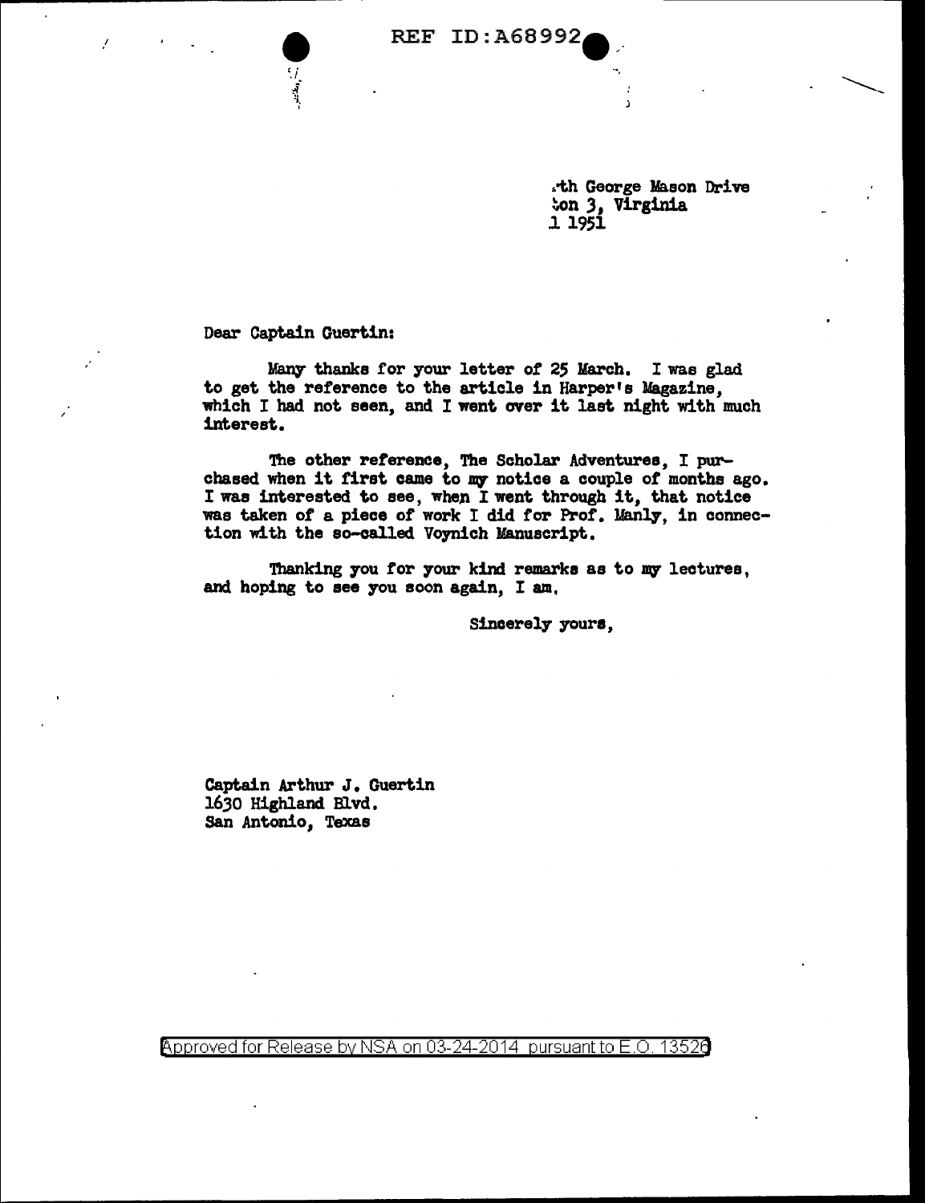REF ID:A68992

.th George Mason Drive
ton 3, Virginia
1 1951

Dear Captain Guertin:

Many thanks for your letter of 25 March. I was glad to get the reference to the article in Harper's Magazine, which I had not seen, and I went over it last night with much interest.

The other reference, The Scholar Adventures, I purchased when it first came to my notice a couple of months ago. I was interested to see, when I went through it, that notice was taken of a piece of work I did for Prof. Manly, in connection with the so-called Voynich Manuscript.

Thanking you for your kind remarks as to my lectures, and hoping to see you soon again, I am,

Sincerely yours,

Captain Arthur J. Guertin
1630 Highland Blvd.
San Antonio, Texas

Approved for Release by NSA on 03-24-2014 pursuant to E.O. 13526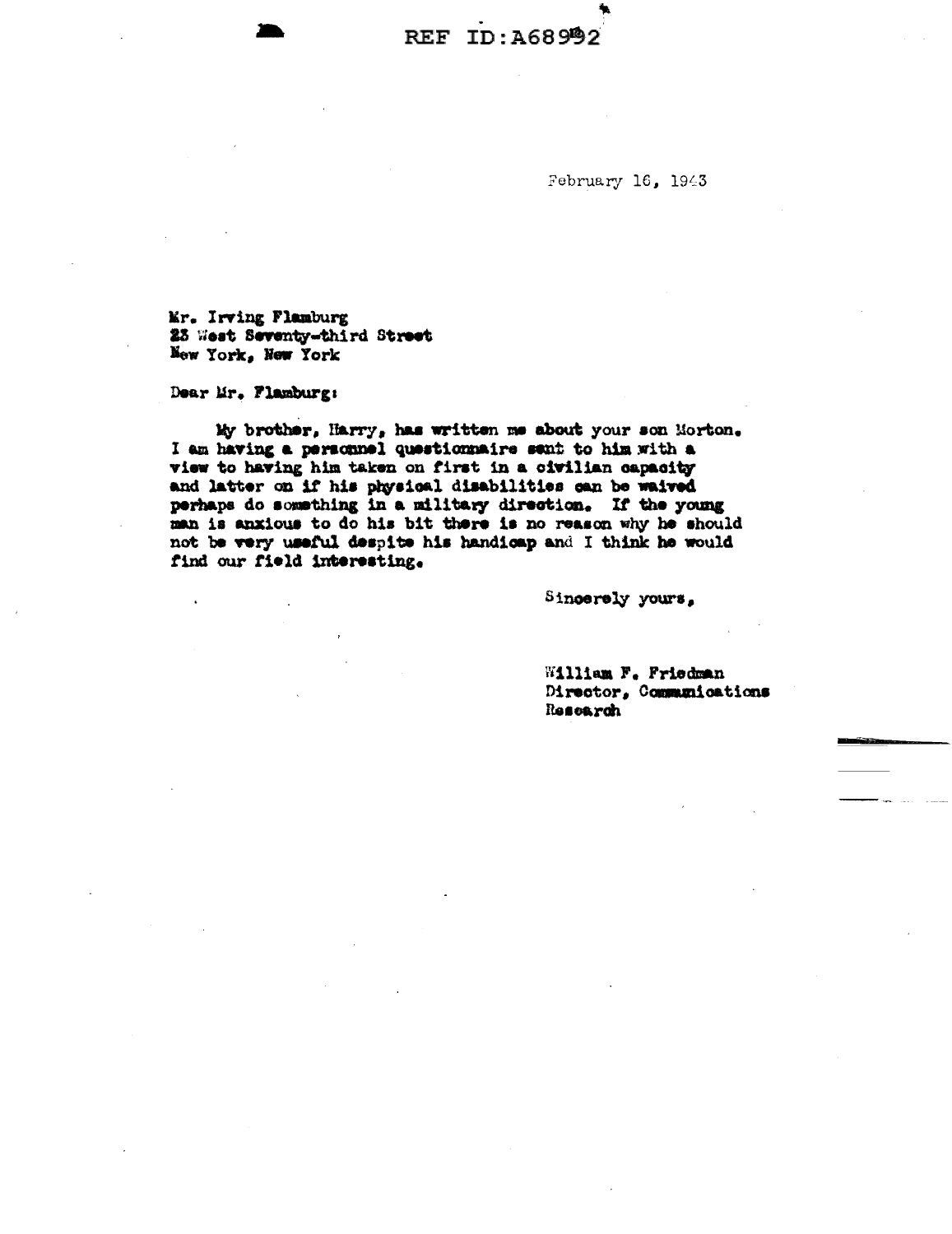REF ID:A68992

February 16, 1943

Mr. Irving Flamburg
23 West Seventy-third Street
New York, New York

Dear Mr. Flamburg:

My brother, Harry, has written me about your son Morton. I am having a personnel questionnaire sent to him with a view to having him taken on first in a civilian capacity and latter on if his physical disabilities can be waived perhaps do something in a military direction. If the young man is anxious to do his bit there is no reason why he should not be very useful despite his handicap and I think he would find our field interesting.

Sincerely yours,

William F. Friedman
Director, Communications Research